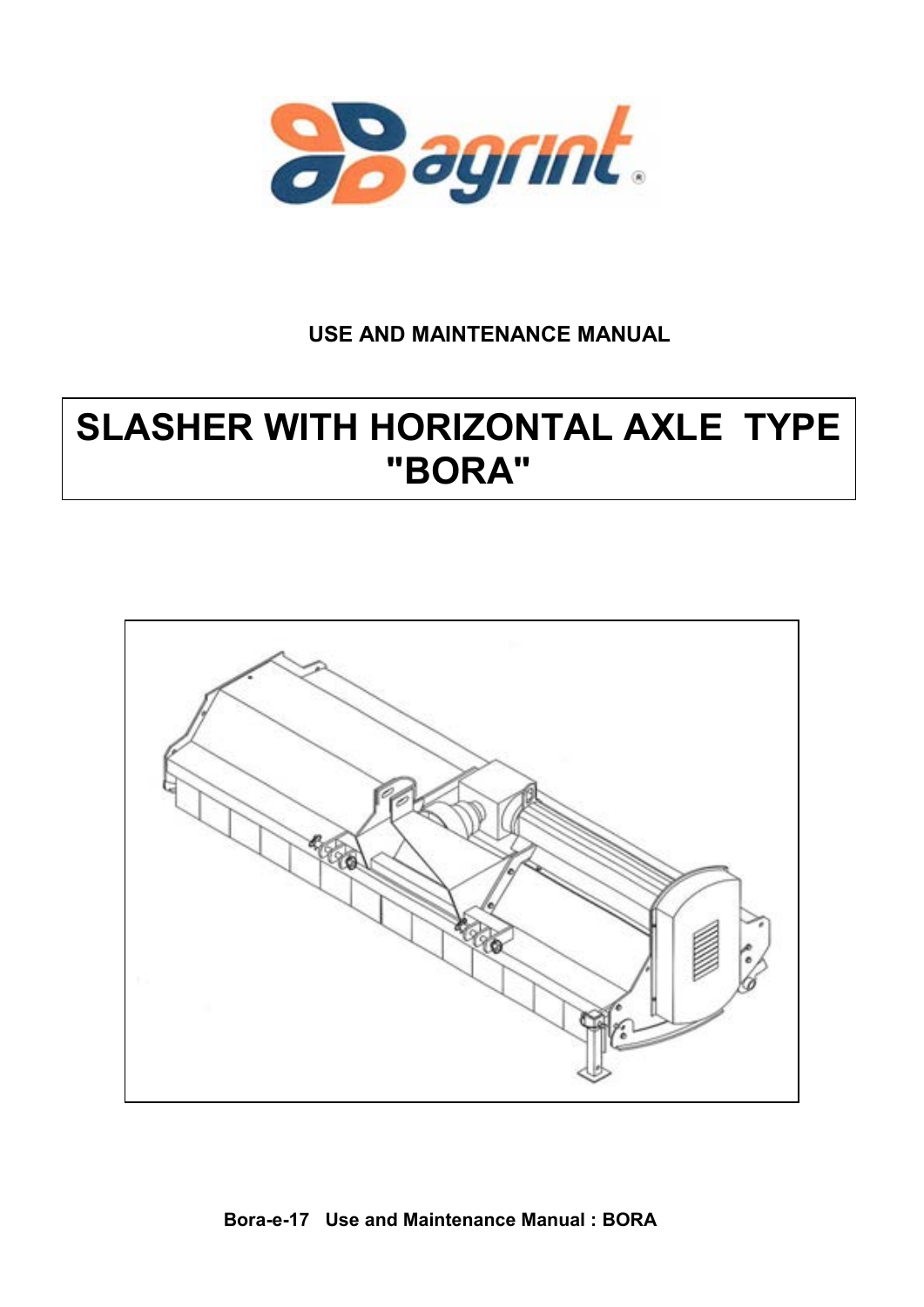agrint

USE AND MAINTENANCE MANUAL

# SLASHER WITH HORIZONTAL AXLE TYPE "BORA"

**Bora-e-17 Use and Maintenance Manual : BORA**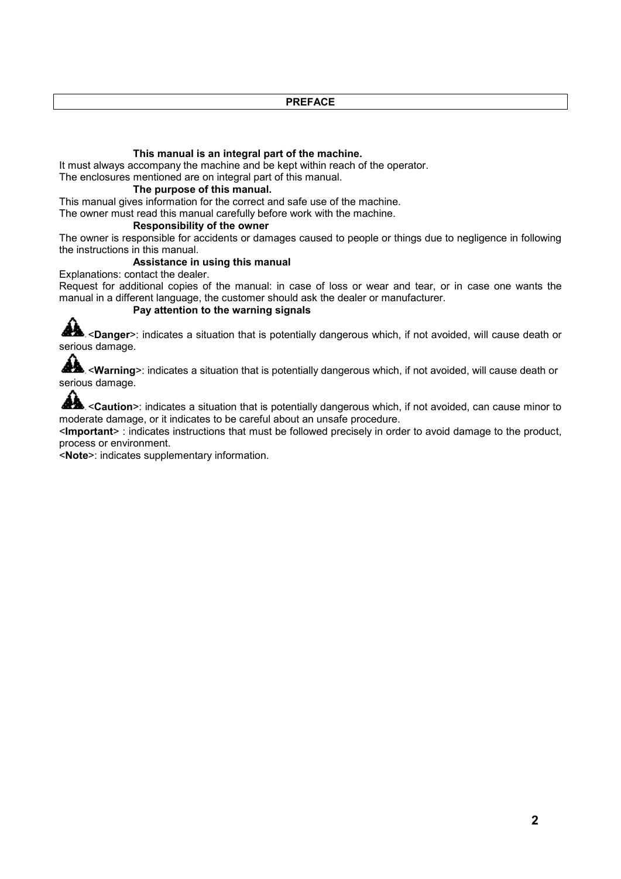# PREFACE

**This manual is an integral part of the machine.**

It must always accompany the machine and be kept within reach of the operator.
The enclosures mentioned are on integral part of this manual.

**The purpose of this manual.**

This manual gives information for the correct and safe use of the machine.
The owner must read this manual carefully before work with the machine.

**Responsibility of the owner**

The owner is responsible for accidents or damages caused to people or things due to negligence in following the instructions in this manual.

**Assistance in using this manual**

Explanations: contact the dealer.
Request for additional copies of the manual: in case of loss or wear and tear, or in case one wants the manual in a different language, the customer should ask the dealer or manufacturer.

**Pay attention to the warning signals**

⚠. <**Danger**>: indicates a situation that is potentially dangerous which, if not avoided, will cause death or serious damage.

⚠. <**Warning**>: indicates a situation that is potentially dangerous which, if not avoided, will cause death or serious damage.

⚠. <**Caution**>: indicates a situation that is potentially dangerous which, if not avoided, can cause minor to moderate damage, or it indicates to be careful about an unsafe procedure.

<**Important**> : indicates instructions that must be followed precisely in order to avoid damage to the product, process or environment.

<**Note**>: indicates supplementary information.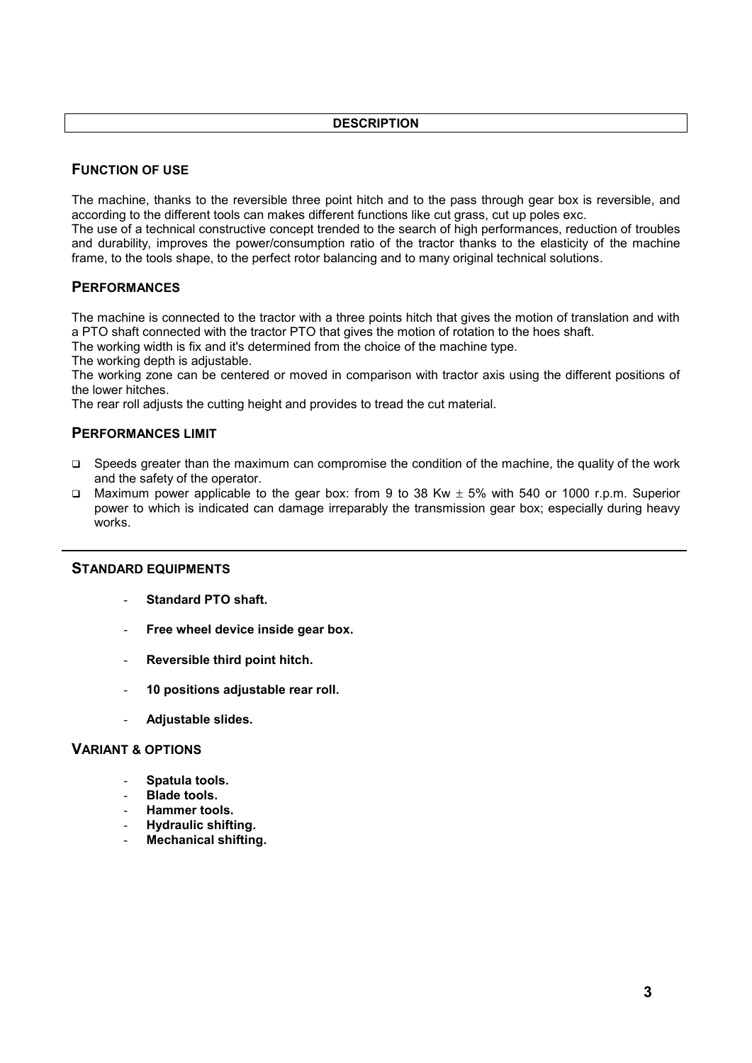# DESCRIPTION

## FUNCTION OF USE

The machine, thanks to the reversible three point hitch and to the pass through gear box is reversible, and according to the different tools can makes different functions like cut grass, cut up poles exc.
The use of a technical constructive concept trended to the search of high performances, reduction of troubles and durability, improves the power/consumption ratio of the tractor thanks to the elasticity of the machine frame, to the tools shape, to the perfect rotor balancing and to many original technical solutions.

## PERFORMANCES

The machine is connected to the tractor with a three points hitch that gives the motion of translation and with a PTO shaft connected with the tractor PTO that gives the motion of rotation to the hoes shaft.
The working width is fix and it's determined from the choice of the machine type.
The working depth is adjustable.
The working zone can be centered or moved in comparison with tractor axis using the different positions of the lower hitches.
The rear roll adjusts the cutting height and provides to tread the cut material.

## PERFORMANCES LIMIT

- Speeds greater than the maximum can compromise the condition of the machine, the quality of the work and the safety of the operator.
- Maximum power applicable to the gear box: from 9 to 38 Kw $\pm$ 5% with 540 or 1000 r.p.m. Superior power to which is indicated can damage irreparably the transmission gear box; especially during heavy works.

---

## STANDARD EQUIPMENTS

- **Standard PTO shaft.**
- **Free wheel device inside gear box.**
- **Reversible third point hitch.**
- **10 positions adjustable rear roll.**
- **Adjustable slides.**

## VARIANT & OPTIONS

- **Spatula tools.**
- **Blade tools.**
- **Hammer tools.**
- **Hydraulic shifting.**
- **Mechanical shifting.**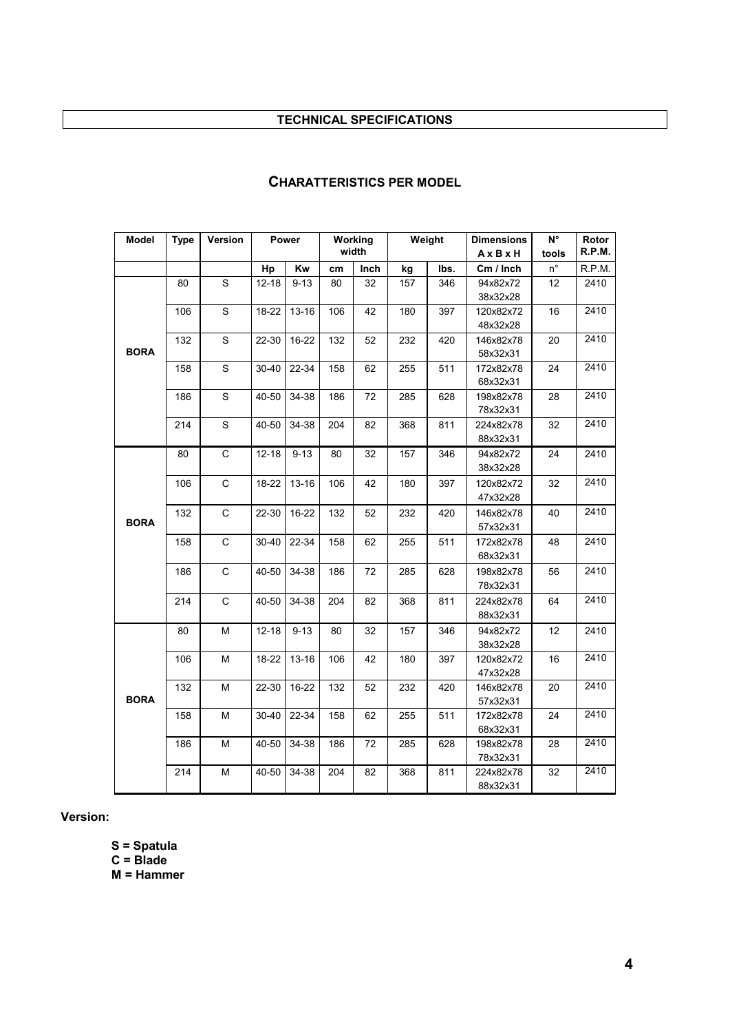## TECHNICAL SPECIFICATIONS

### CHARATTERISTICS PER MODEL

| Model | Type | Version | Power | | Working width | | Weight | | Dimensions A x B x H | N° tools | Rotor R.P.M. |
|---|---|---|---|---|---|---|---|---|---|---|---|
| | | | Hp | Kw | cm | Inch | kg | lbs. | Cm / Inch | n° | R.P.M. |
| BORA | 80 | S | 12-18 | 9-13 | 80 | 32 | 157 | 346 | 94x82x72 38x32x28 | 12 | 2410 |
| | 106 | S | 18-22 | 13-16 | 106 | 42 | 180 | 397 | 120x82x72 48x32x28 | 16 | 2410 |
| | 132 | S | 22-30 | 16-22 | 132 | 52 | 232 | 420 | 146x82x78 58x32x31 | 20 | 2410 |
| | 158 | S | 30-40 | 22-34 | 158 | 62 | 255 | 511 | 172x82x78 68x32x31 | 24 | 2410 |
| | 186 | S | 40-50 | 34-38 | 186 | 72 | 285 | 628 | 198x82x78 78x32x31 | 28 | 2410 |
| | 214 | S | 40-50 | 34-38 | 204 | 82 | 368 | 811 | 224x82x78 88x32x31 | 32 | 2410 |
| BORA | 80 | C | 12-18 | 9-13 | 80 | 32 | 157 | 346 | 94x82x72 38x32x28 | 24 | 2410 |
| | 106 | C | 18-22 | 13-16 | 106 | 42 | 180 | 397 | 120x82x72 47x32x28 | 32 | 2410 |
| | 132 | C | 22-30 | 16-22 | 132 | 52 | 232 | 420 | 146x82x78 57x32x31 | 40 | 2410 |
| | 158 | C | 30-40 | 22-34 | 158 | 62 | 255 | 511 | 172x82x78 68x32x31 | 48 | 2410 |
| | 186 | C | 40-50 | 34-38 | 186 | 72 | 285 | 628 | 198x82x78 78x32x31 | 56 | 2410 |
| | 214 | C | 40-50 | 34-38 | 204 | 82 | 368 | 811 | 224x82x78 88x32x31 | 64 | 2410 |
| BORA | 80 | M | 12-18 | 9-13 | 80 | 32 | 157 | 346 | 94x82x72 38x32x28 | 12 | 2410 |
| | 106 | M | 18-22 | 13-16 | 106 | 42 | 180 | 397 | 120x82x72 47x32x28 | 16 | 2410 |
| | 132 | M | 22-30 | 16-22 | 132 | 52 | 232 | 420 | 146x82x78 57x32x31 | 20 | 2410 |
| | 158 | M | 30-40 | 22-34 | 158 | 62 | 255 | 511 | 172x82x78 68x32x31 | 24 | 2410 |
| | 186 | M | 40-50 | 34-38 | 186 | 72 | 285 | 628 | 198x82x78 78x32x31 | 28 | 2410 |
| | 214 | M | 40-50 | 34-38 | 204 | 82 | 368 | 811 | 224x82x78 88x32x31 | 32 | 2410 |

**Version:**

**S = Spatula**
**C = Blade**
**M = Hammer**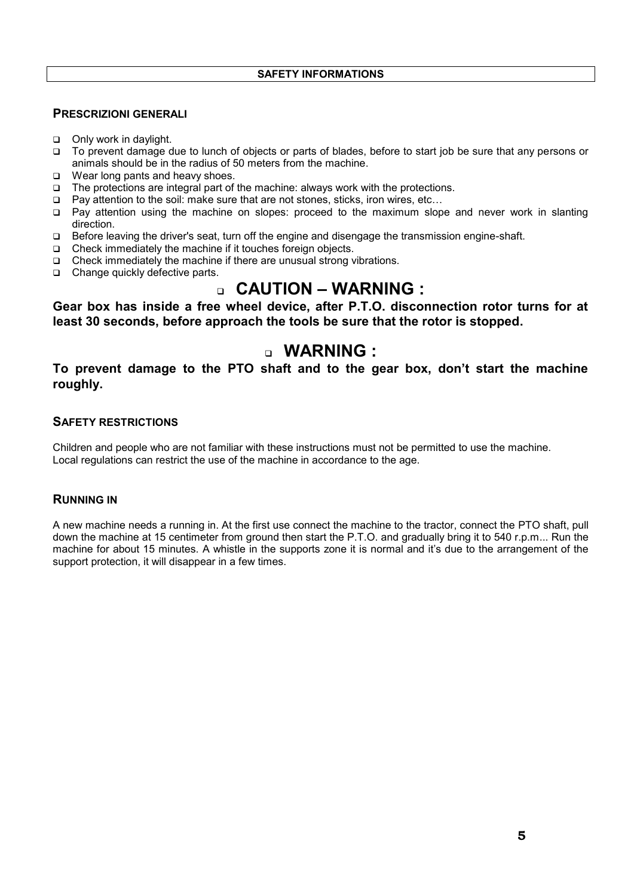## SAFETY INFORMATIONS

### PRESCRIZIONI GENERALI

- Only work in daylight.
- To prevent damage due to lunch of objects or parts of blades, before to start job be sure that any persons or animals should be in the radius of 50 meters from the machine.
- Wear long pants and heavy shoes.
- The protections are integral part of the machine: always work with the protections.
- Pay attention to the soil: make sure that are not stones, sticks, iron wires, etc…
- Pay attention using the machine on slopes: proceed to the maximum slope and never work in slanting direction.
- Before leaving the driver's seat, turn off the engine and disengage the transmission engine-shaft.
- Check immediately the machine if it touches foreign objects.
- Check immediately the machine if there are unusual strong vibrations.
- Change quickly defective parts.

## CAUTION – WARNING :

**Gear box has inside a free wheel device, after P.T.O. disconnection rotor turns for at least 30 seconds, before approach the tools be sure that the rotor is stopped.**

## WARNING :

**To prevent damage to the PTO shaft and to the gear box, don't start the machine roughly.**

### SAFETY RESTRICTIONS

Children and people who are not familiar with these instructions must not be permitted to use the machine.
Local regulations can restrict the use of the machine in accordance to the age.

### RUNNING IN

A new machine needs a running in. At the first use connect the machine to the tractor, connect the PTO shaft, pull down the machine at 15 centimeter from ground then start the P.T.O. and gradually bring it to 540 r.p.m... Run the machine for about 15 minutes. A whistle in the supports zone it is normal and it's due to the arrangement of the support protection, it will disappear in a few times.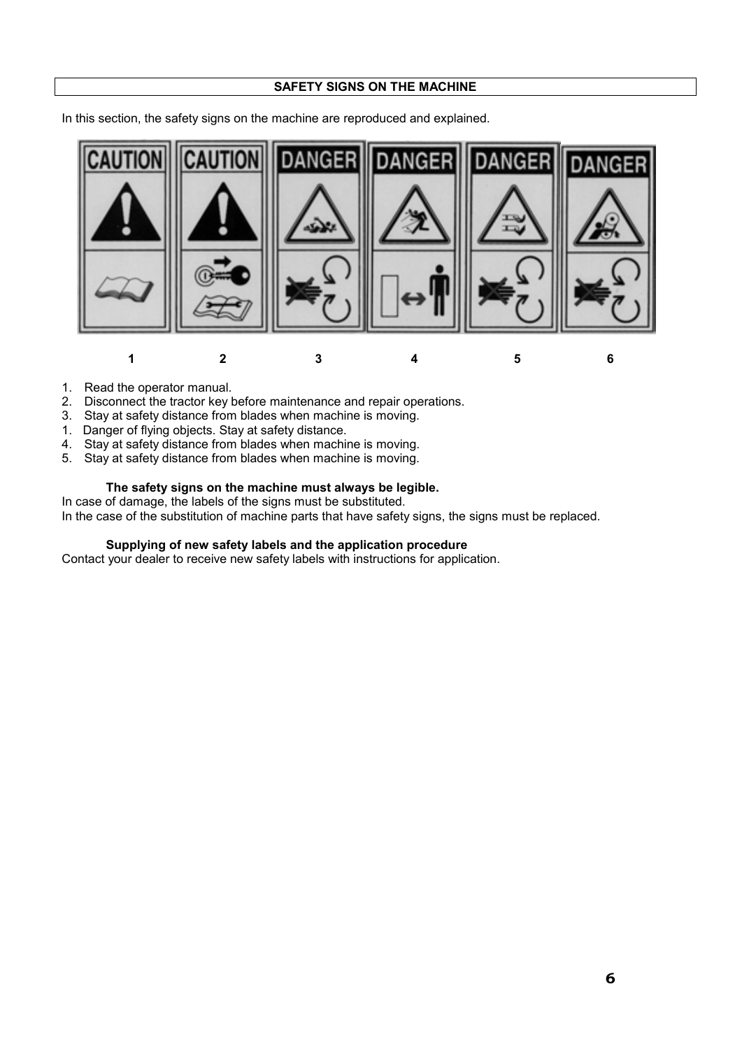## SAFETY SIGNS ON THE MACHINE

In this section, the safety signs on the machine are reproduced and explained.

| CAUTION | CAUTION | DANGER | DANGER | DANGER | DANGER |
|---|---|---|---|---|---|
| 1 | 2 | 3 | 4 | 5 | 6 |

1. Read the operator manual.
2. Disconnect the tractor key before maintenance and repair operations.
3. Stay at safety distance from blades when machine is moving.
1. Danger of flying objects. Stay at safety distance.
4. Stay at safety distance from blades when machine is moving.
5. Stay at safety distance from blades when machine is moving.

**The safety signs on the machine must always be legible.**

In case of damage, the labels of the signs must be substituted.

In the case of the substitution of machine parts that have safety signs, the signs must be replaced.

**Supplying of new safety labels and the application procedure**

Contact your dealer to receive new safety labels with instructions for application.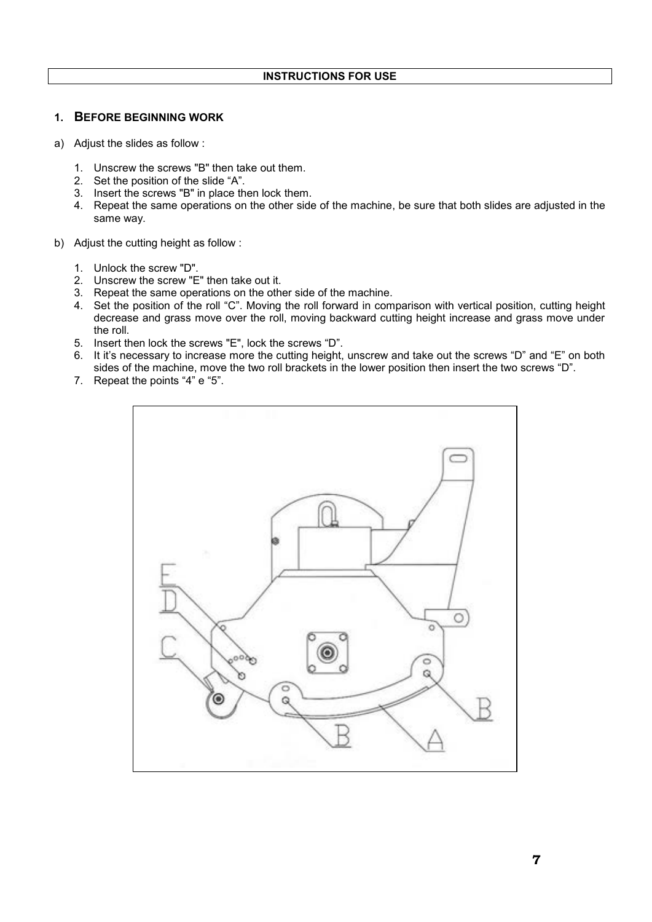## INSTRUCTIONS FOR USE

### 1. BEFORE BEGINNING WORK

a) Adjust the slides as follow :

1. Unscrew the screws "B" then take out them.
2. Set the position of the slide “A”.
3. Insert the screws "B" in place then lock them.
4. Repeat the same operations on the other side of the machine, be sure that both slides are adjusted in the same way.

b) Adjust the cutting height as follow :

1. Unlock the screw "D".
2. Unscrew the screw "E" then take out it.
3. Repeat the same operations on the other side of the machine.
4. Set the position of the roll “C”. Moving the roll forward in comparison with vertical position, cutting height decrease and grass move over the roll, moving backward cutting height increase and grass move under the roll.
5. Insert then lock the screws "E", lock the screws “D”.
6. It it’s necessary to increase more the cutting height, unscrew and take out the screws “D” and “E” on both sides of the machine, move the two roll brackets in the lower position then insert the two screws “D”.
7. Repeat the points “4” e “5”.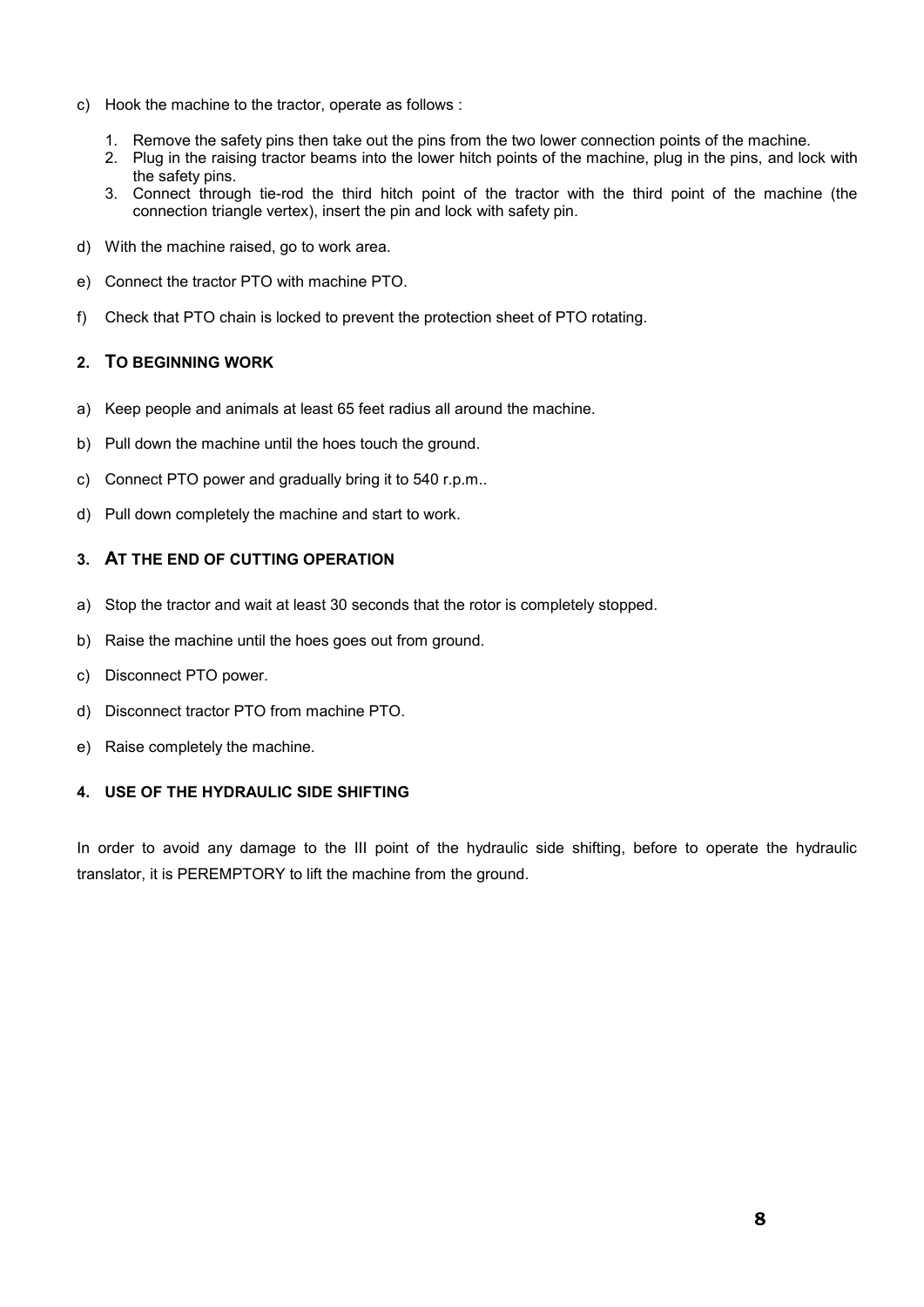c) Hook the machine to the tractor, operate as follows :

   1. Remove the safety pins then take out the pins from the two lower connection points of the machine.
   2. Plug in the raising tractor beams into the lower hitch points of the machine, plug in the pins, and lock with the safety pins.
   3. Connect through tie-rod the third hitch point of the tractor with the third point of the machine (the connection triangle vertex), insert the pin and lock with safety pin.

d) With the machine raised, go to work area.

e) Connect the tractor PTO with machine PTO.

f) Check that PTO chain is locked to prevent the protection sheet of PTO rotating.

## 2. TO BEGINNING WORK

a) Keep people and animals at least 65 feet radius all around the machine.

b) Pull down the machine until the hoes touch the ground.

c) Connect PTO power and gradually bring it to 540 r.p.m..

d) Pull down completely the machine and start to work.

## 3. AT THE END OF CUTTING OPERATION

a) Stop the tractor and wait at least 30 seconds that the rotor is completely stopped.

b) Raise the machine until the hoes goes out from ground.

c) Disconnect PTO power.

d) Disconnect tractor PTO from machine PTO.

e) Raise completely the machine.

## 4. USE OF THE HYDRAULIC SIDE SHIFTING

In order to avoid any damage to the III point of the hydraulic side shifting, before to operate the hydraulic translator, it is PEREMPTORY to lift the machine from the ground.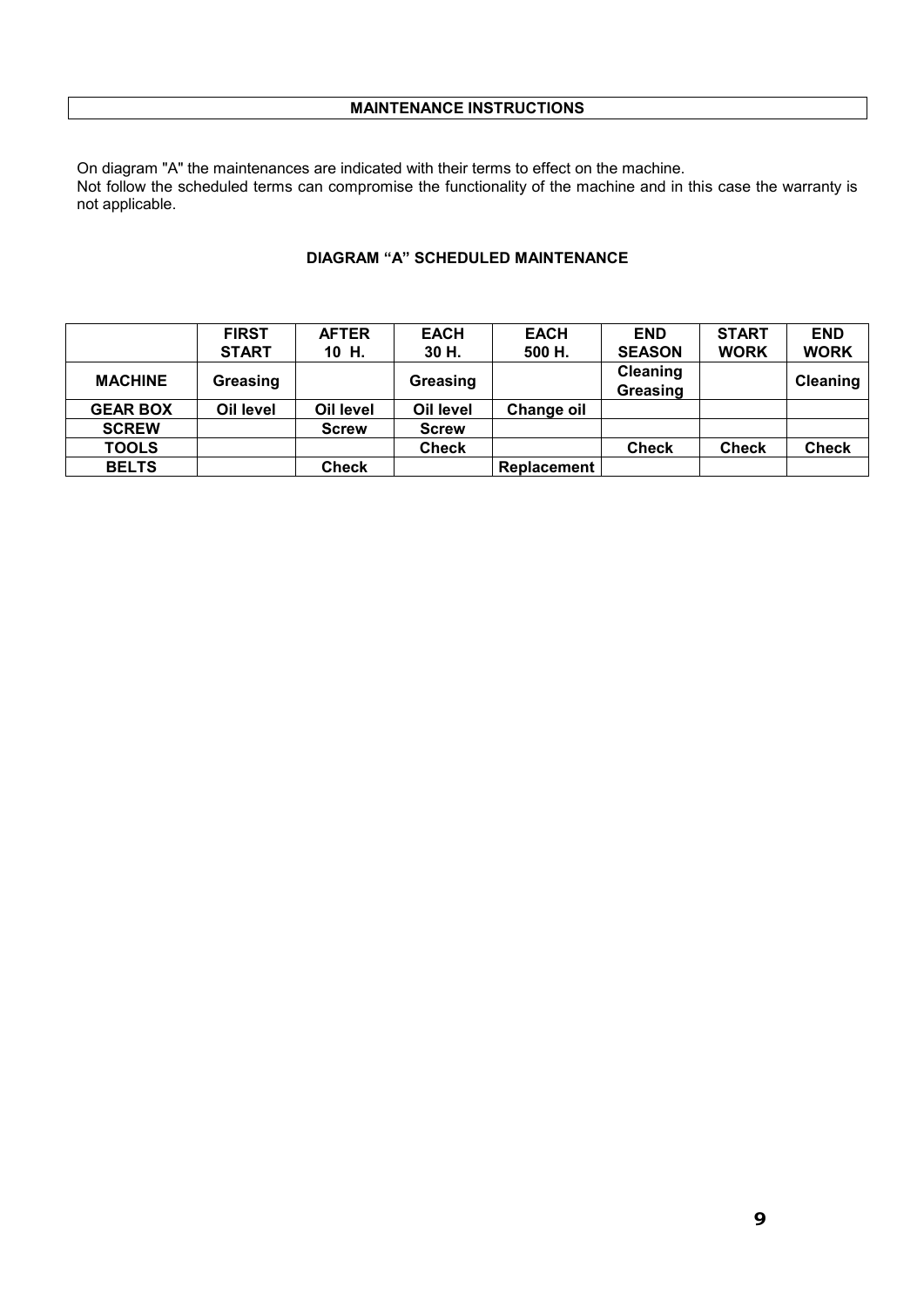## MAINTENANCE INSTRUCTIONS

On diagram "A" the maintenances are indicated with their terms to effect on the machine.
Not follow the scheduled terms can compromise the functionality of the machine and in this case the warranty is not applicable.

### DIAGRAM “A” SCHEDULED MAINTENANCE

| | FIRST START | AFTER 10 H. | EACH 30 H. | EACH 500 H. | END SEASON | START WORK | END WORK |
|---|---|---|---|---|---|---|---|
| **MACHINE** | Greasing | | Greasing | | Cleaning Greasing | | Cleaning |
| **GEAR BOX** | Oil level | Oil level | Oil level | Change oil | | | |
| **SCREW** | | Screw | Screw | | | | |
| **TOOLS** | | | Check | | Check | Check | Check |
| **BELTS** | | Check | | Replacement | | | |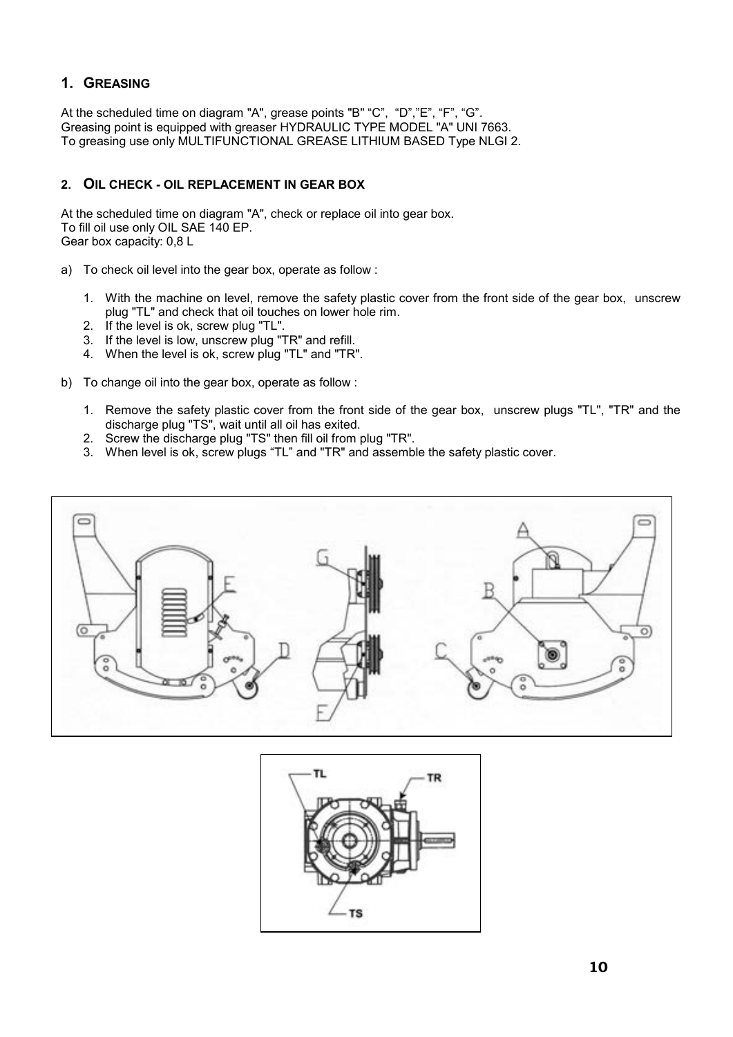## 1. Greasing

At the scheduled time on diagram "A", grease points "B" "C", "D","E", "F", "G".
Greasing point is equipped with greaser HYDRAULIC TYPE MODEL "A" UNI 7663.
To greasing use only MULTIFUNCTIONAL GREASE LITHIUM BASED Type NLGI 2.

## 2. Oil check - oil replacement in gear box

At the scheduled time on diagram "A", check or replace oil into gear box.
To fill oil use only OIL SAE 140 EP.
Gear box capacity: 0,8 L

a) To check oil level into the gear box, operate as follow :

   1. With the machine on level, remove the safety plastic cover from the front side of the gear box, unscrew plug "TL" and check that oil touches on lower hole rim.
   2. If the level is ok, screw plug "TL".
   3. If the level is low, unscrew plug "TR" and refill.
   4. When the level is ok, screw plug "TL" and "TR".

b) To change oil into the gear box, operate as follow :

   1. Remove the safety plastic cover from the front side of the gear box, unscrew plugs "TL", "TR" and the discharge plug "TS", wait until all oil has exited.
   2. Screw the discharge plug "TS" then fill oil from plug "TR".
   3. When level is ok, screw plugs "TL" and "TR" and assemble the safety plastic cover.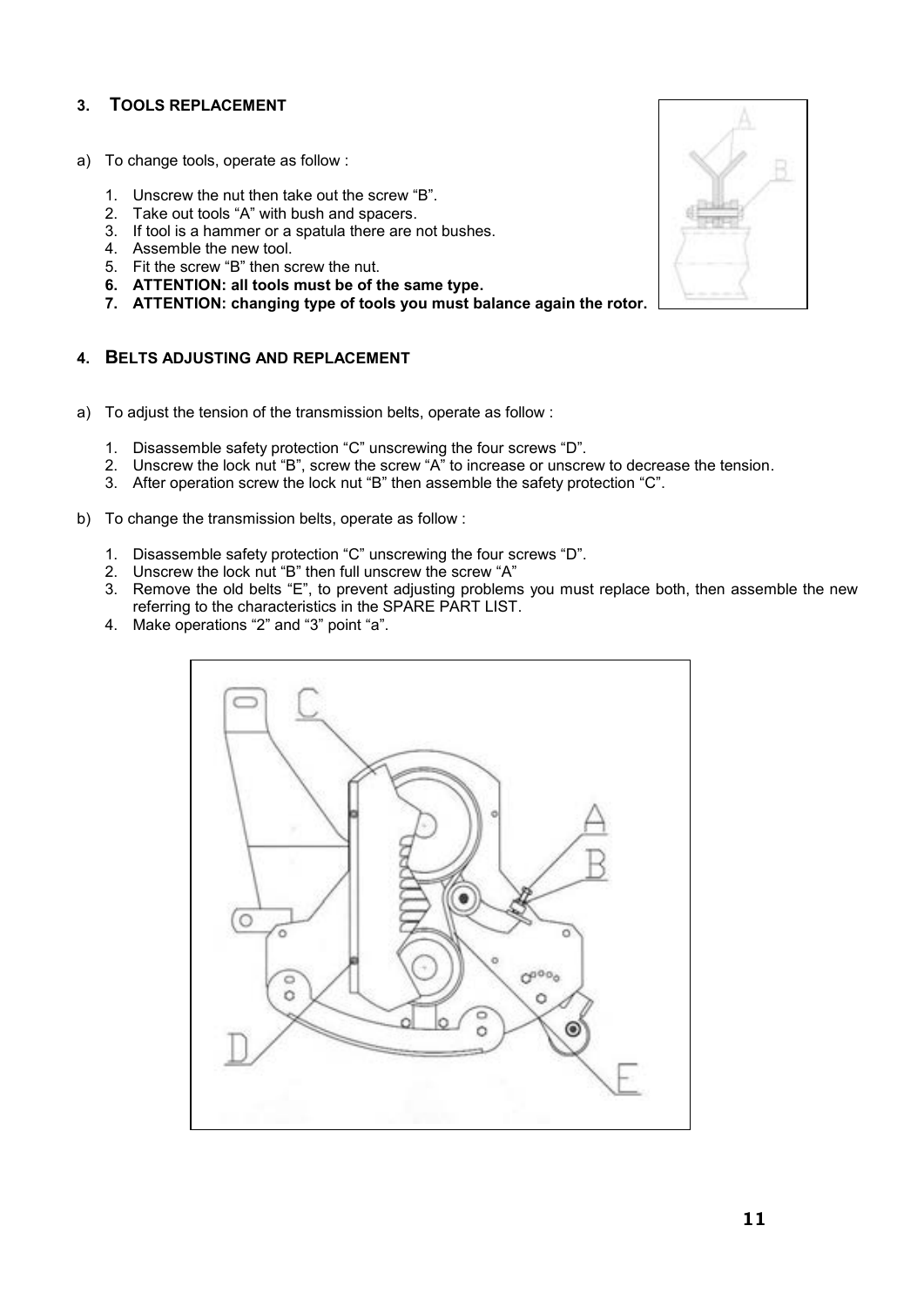## 3. TOOLS REPLACEMENT

a) To change tools, operate as follow :

1. Unscrew the nut then take out the screw "B".
2. Take out tools "A" with bush and spacers.
3. If tool is a hammer or a spatula there are not bushes.
4. Assemble the new tool.
5. Fit the screw "B" then screw the nut.
6. **ATTENTION: all tools must be of the same type.**
7. **ATTENTION: changing type of tools you must balance again the rotor.**

## 4. BELTS ADJUSTING AND REPLACEMENT

a) To adjust the tension of the transmission belts, operate as follow :

1. Disassemble safety protection "C" unscrewing the four screws "D".
2. Unscrew the lock nut "B", screw the screw "A" to increase or unscrew to decrease the tension.
3. After operation screw the lock nut "B" then assemble the safety protection "C".

b) To change the transmission belts, operate as follow :

1. Disassemble safety protection "C" unscrewing the four screws "D".
2. Unscrew the lock nut "B" then full unscrew the screw "A"
3. Remove the old belts "E", to prevent adjusting problems you must replace both, then assemble the new referring to the characteristics in the SPARE PART LIST.
4. Make operations "2" and "3" point "a".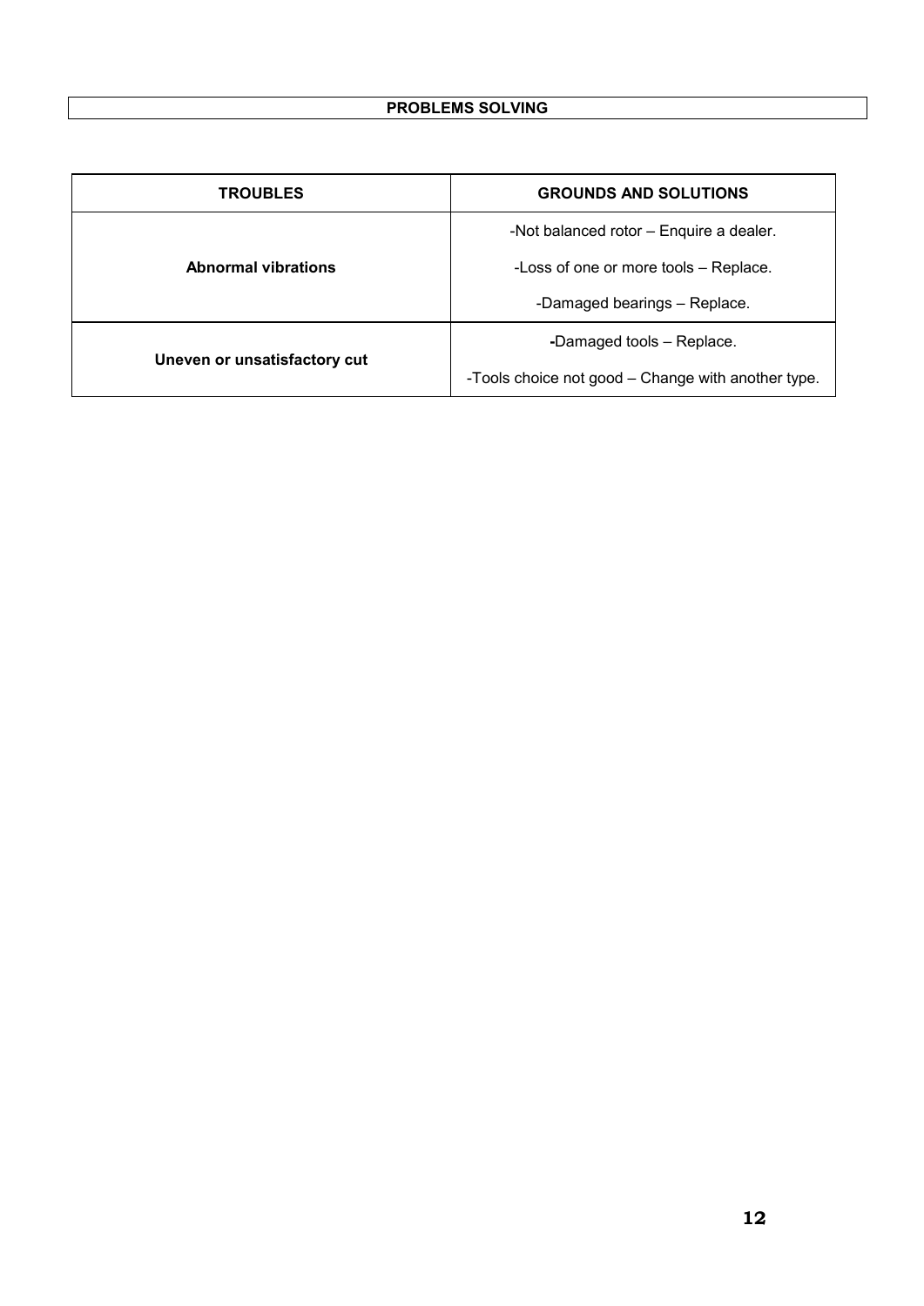## PROBLEMS SOLVING

| TROUBLES | GROUNDS AND SOLUTIONS |
|---|---|
| **Abnormal vibrations** | -Not balanced rotor – Enquire a dealer.<br>-Loss of one or more tools – Replace.<br>-Damaged bearings – Replace. |
| **Uneven or unsatisfactory cut** | -Damaged tools – Replace.<br>-Tools choice not good – Change with another type. |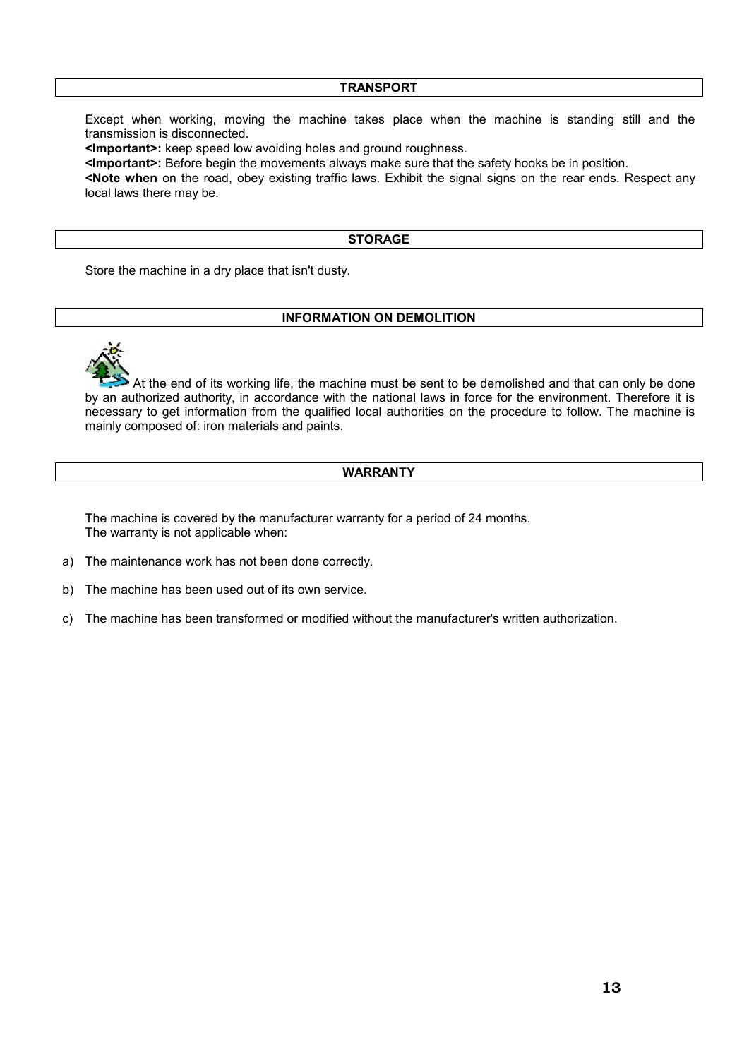## TRANSPORT

Except when working, moving the machine takes place when the machine is standing still and the transmission is disconnected.

**<Important>:** keep speed low avoiding holes and ground roughness.

**<Important>:** Before begin the movements always make sure that the safety hooks be in position.

**<Note when** on the road, obey existing traffic laws. Exhibit the signal signs on the rear ends. Respect any local laws there may be.

## STORAGE

Store the machine in a dry place that isn't dusty.

## INFORMATION ON DEMOLITION

At the end of its working life, the machine must be sent to be demolished and that can only be done by an authorized authority, in accordance with the national laws in force for the environment. Therefore it is necessary to get information from the qualified local authorities on the procedure to follow. The machine is mainly composed of: iron materials and paints.

## WARRANTY

The machine is covered by the manufacturer warranty for a period of 24 months.
The warranty is not applicable when:

a) The maintenance work has not been done correctly.

b) The machine has been used out of its own service.

c) The machine has been transformed or modified without the manufacturer's written authorization.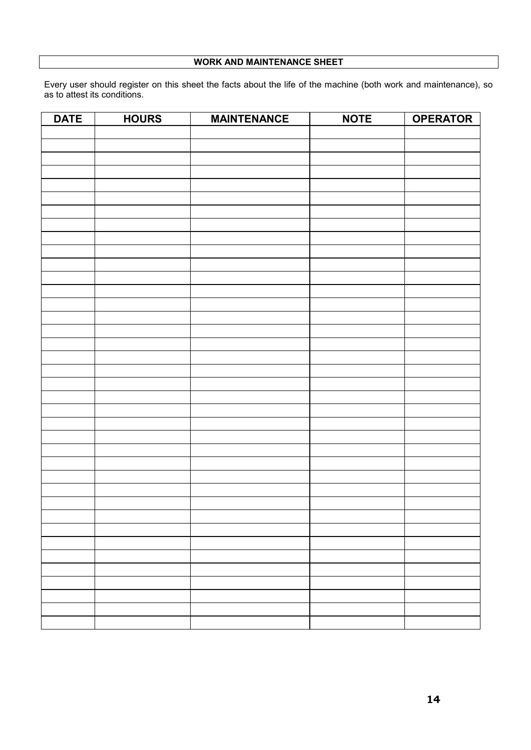## WORK AND MAINTENANCE SHEET

Every user should register on this sheet the facts about the life of the machine (both work and maintenance), so as to attest its conditions.

| DATE | HOURS | MAINTENANCE | NOTE | OPERATOR |
|---|---|---|---|---|
| | | | | |
| | | | | |
| | | | | |
| | | | | |
| | | | | |
| | | | | |
| | | | | |
| | | | | |
| | | | | |
| | | | | |
| | | | | |
| | | | | |
| | | | | |
| | | | | |
| | | | | |
| | | | | |
| | | | | |
| | | | | |
| | | | | |
| | | | | |
| | | | | |
| | | | | |
| | | | | |
| | | | | |
| | | | | |
| | | | | |
| | | | | |
| | | | | |
| | | | | |
| | | | | |
| | | | | |
| | | | | |
| | | | | |
| | | | | |
| | | | | |
| | | | | |
| | | | | |
| | | | | |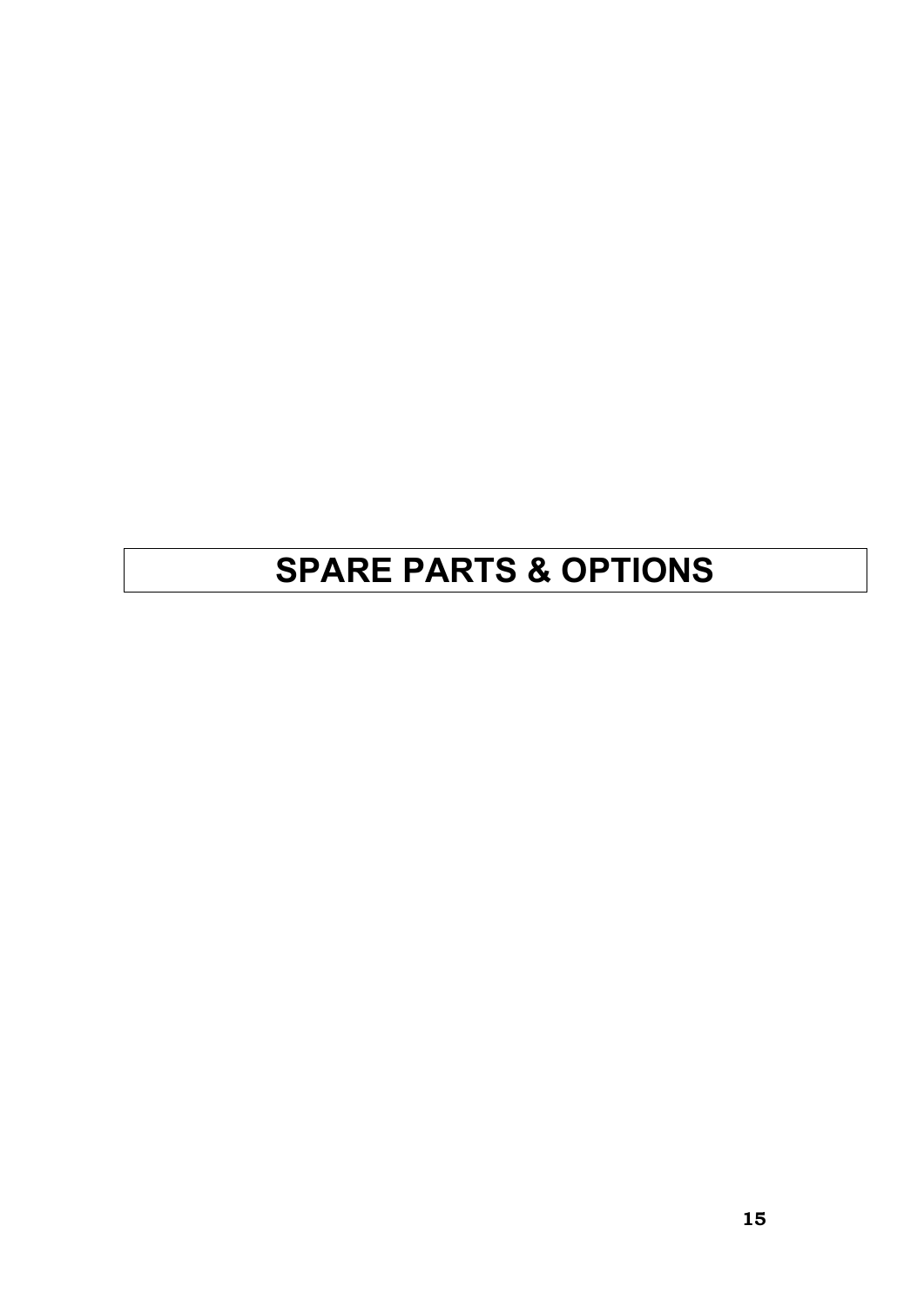# SPARE PARTS & OPTIONS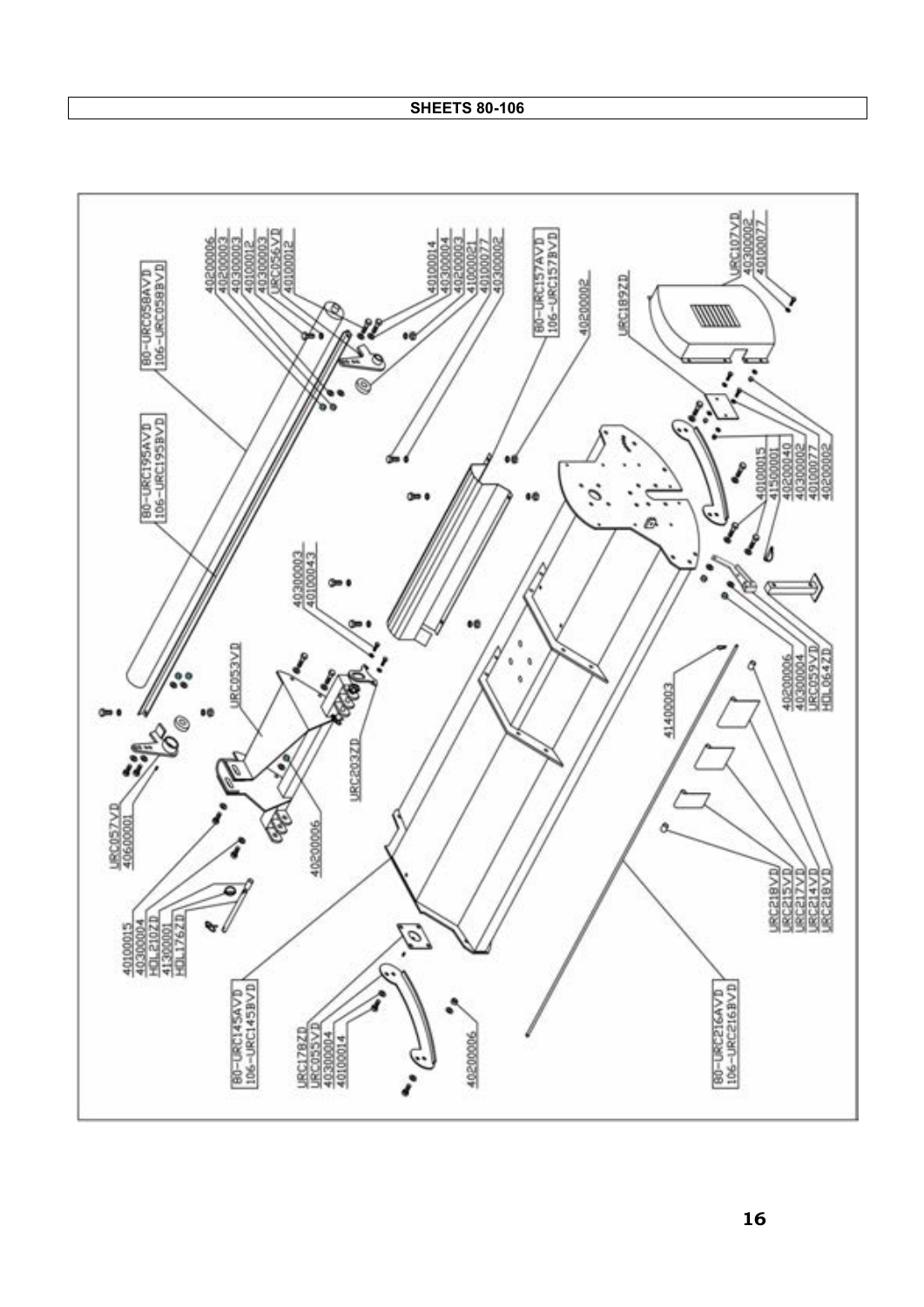**SHEETS 80-106**

80-URC058AVD
106-URC058BVD

80-URC195AVD
106-URC195BVD

40200006
40200003
40300003
40100012
40300003
URC056VD
40100012

40100014
40300004
40200003
41000021
40100077
40300002

80-URC157AVD
106-URC157BVD

40200002

URC189ZD

URC107VD
40300002
40100077

40300003
40100043

URC053VD

URC057VD
40600001

URC203ZD

40200006

40100015
41500001
40200040
40300002
40100077
40200002

40200006
40300004
URC059VD
HDL0642D

41400003

40100015
40300004
HDL210ZD
41300001
HDL176ZD

80-URC145AVD
106-URC145BVD

URC178ZD
URC055VD
40300004
40100014

40200006

URC218VD
URC215VD
URC217VD
URC214VD
URC218VD

80-URC216AVD
106-URC216BVD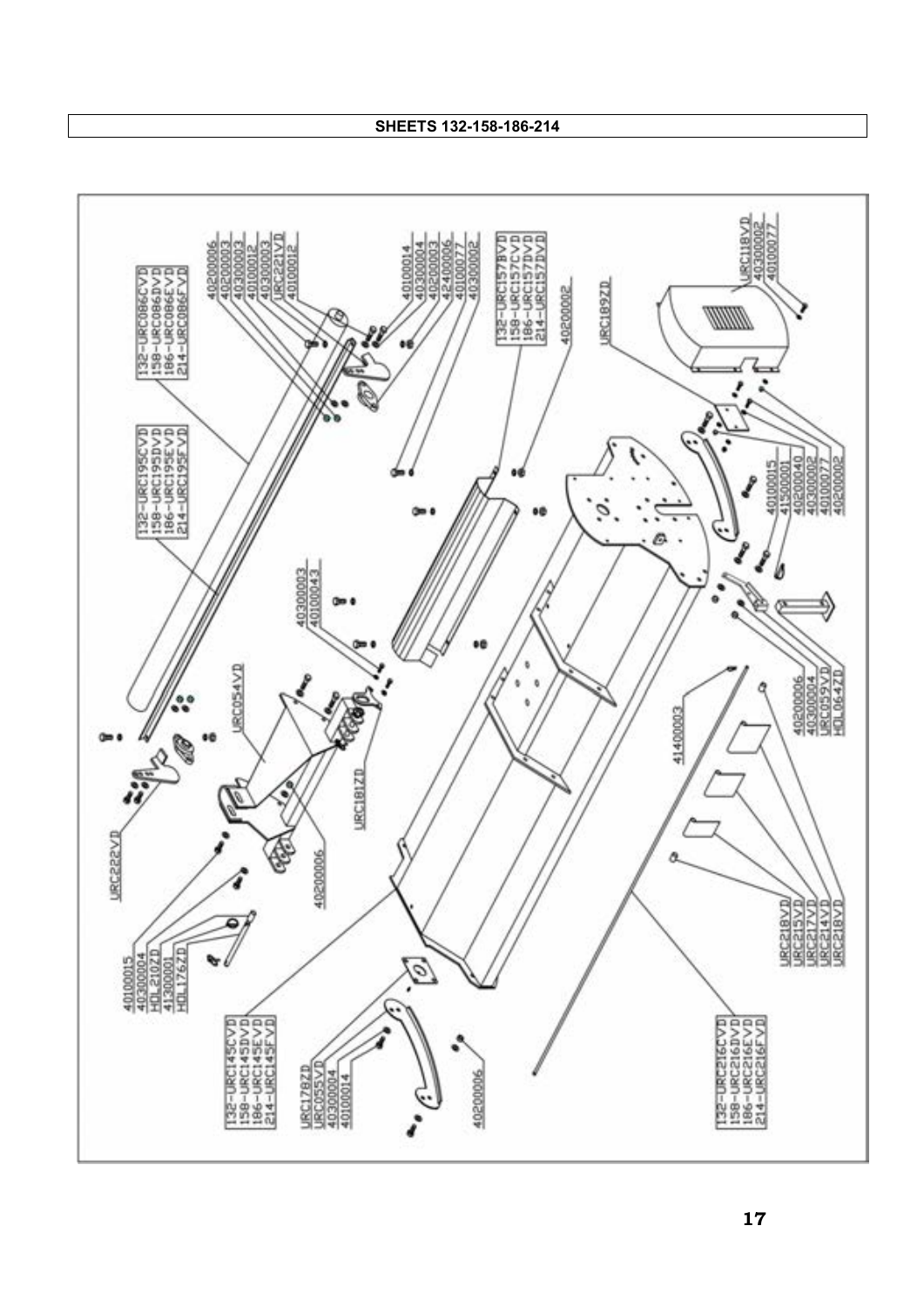**SHEETS 132-158-186-214**

132-URC086CVD
158-URC086DVD
186-URC086EVD
214-URC086FVD

132-URC195CVD
158-URC195DVD
186-URC195EVD
214-URC195FVD

40200006
40200003
40300003
40100012
40300003
URC221VD
40100012

40100014
40300004
40200003
42400006
40100077
40300002

132-URC157BVD
158-URC157CVD
186-URC157DVD
214-URC157DVD

40200002

URC189ZD

URC118VD
40300002
40100077

40300003
40100043

URC054VD

URC222VD

40100015
40300004
HDL210ZD
41300001
HDL176ZD

40200006

URC181ZD

40100015
41500001
40200040
40300002
40100077
40200002

41400003

40200006
40300004
URC059VD
HDL064ZD

132-URC145CVD
158-URC145DVD
186-URC145EVD
214-URC145FVD

URC178ZD
URC055VD
40300004
40100014

40200006

132-URC216CVD
158-URC216DVD
186-URC216EVD
214-URC216FVD

URC218VD
URC215VD
URC217VD
URC214VD
URC218VD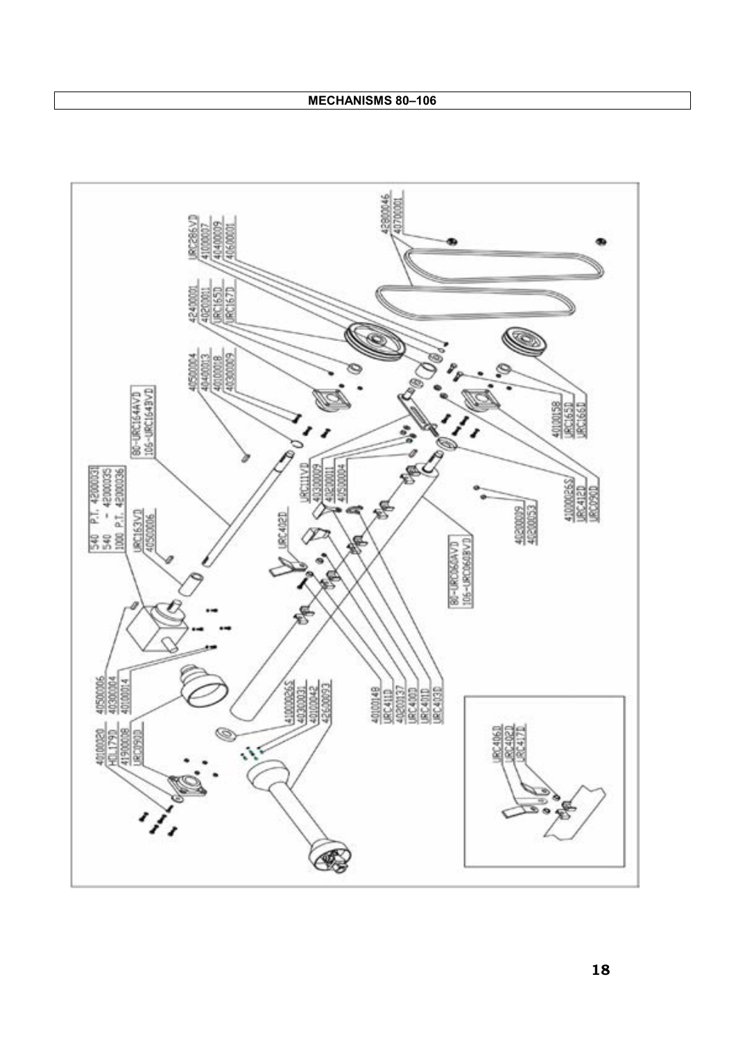# MECHANISMS 80–106

URC286VD
41000007
40400009
40600001

42800046
40700001

42400001
40200011
URC165D
URC167D

40500004
40400013
40100018
40300009

80-URC164AVD
106-URC164BVD

540 P.T. 42000031
540 - 42000035
1000 P.T. 42000036

URC163VD
40500006

URC111VD
40300009
40200011
40500004

URC402D

40100158
URC165D
URC166D

41000026S
URC412D
URC090D

40200009
40200053

80-URC060AVD
106-URC060BVD

40500006
40300004
40100014

40100020
HDL179D
41900008
URC090D

41000026S
40200031
40100042
42600093

40100148
URC411D
40200137
URC400D
URC401D
URC403D

URC406D
URC402D
URC417D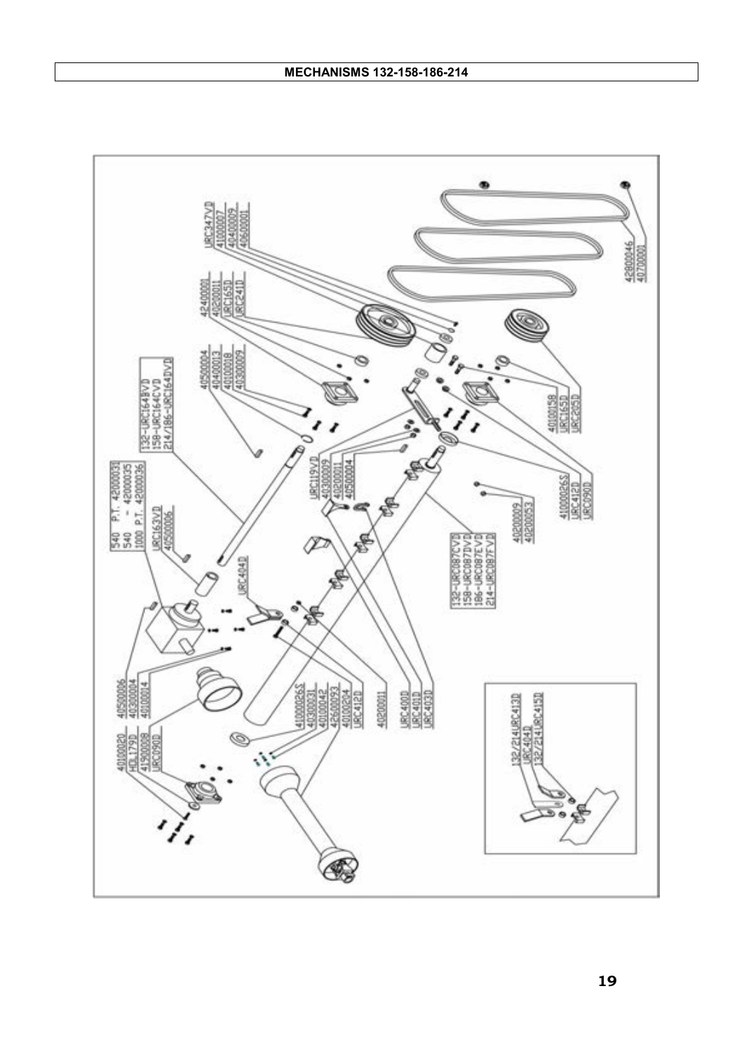# MECHANISMS 132-158-186-214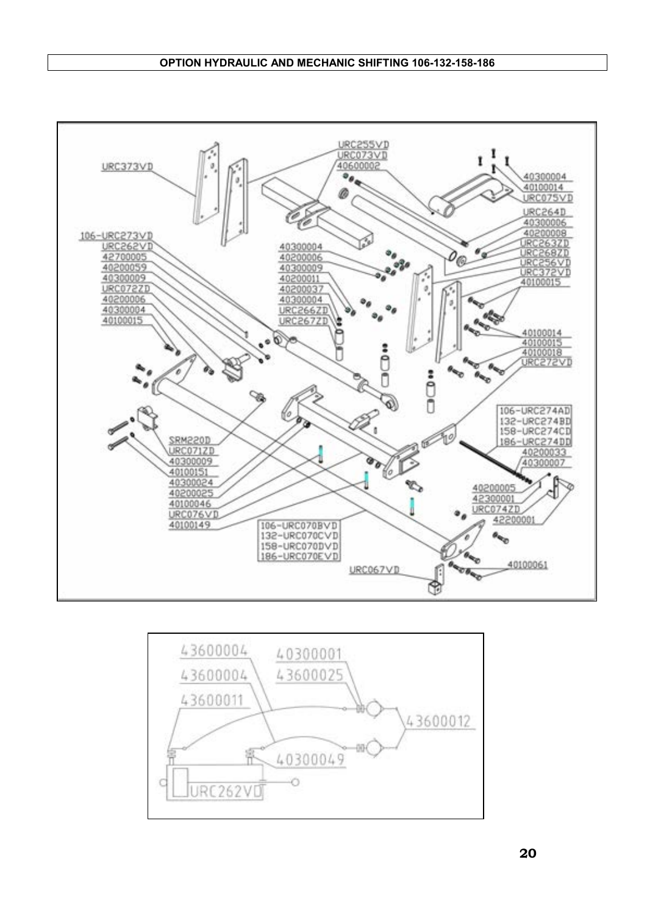# OPTION HYDRAULIC AND MECHANIC SHIFTING 106-132-158-186

URC373VD
URC255VD
URC073VD
40600002
40300004
40100014
URC075VD
URC264D
40300006
40200008
URC263ZD
URC268ZD
URC256VD
URC372VD
40100015
106-URC273VD
URC262VD
42700005
40200059
40300009
URC072ZD
40200006
40300004
40100015
40300004
40200006
40300009
40200011
40200037
40300004
URC266ZD
URC267ZD
40100014
40100015
40100018
URC272VD
106-URC274AD
132-URC274BD
158-URC274CD
186-URC274DD
40200033
40300007
SRM220D
URC071ZD
40300009
40100151
40300024
40200025
40100046
URC076VD
40100149
106-URC070BVD
132-URC070CVD
158-URC070DVD
186-URC070EVD
40200005
42300001
URC074ZD
42200001
URC067VD
40100061

43600004
43600004
43600011
40300001
43600025
43600012
40300049
URC262VD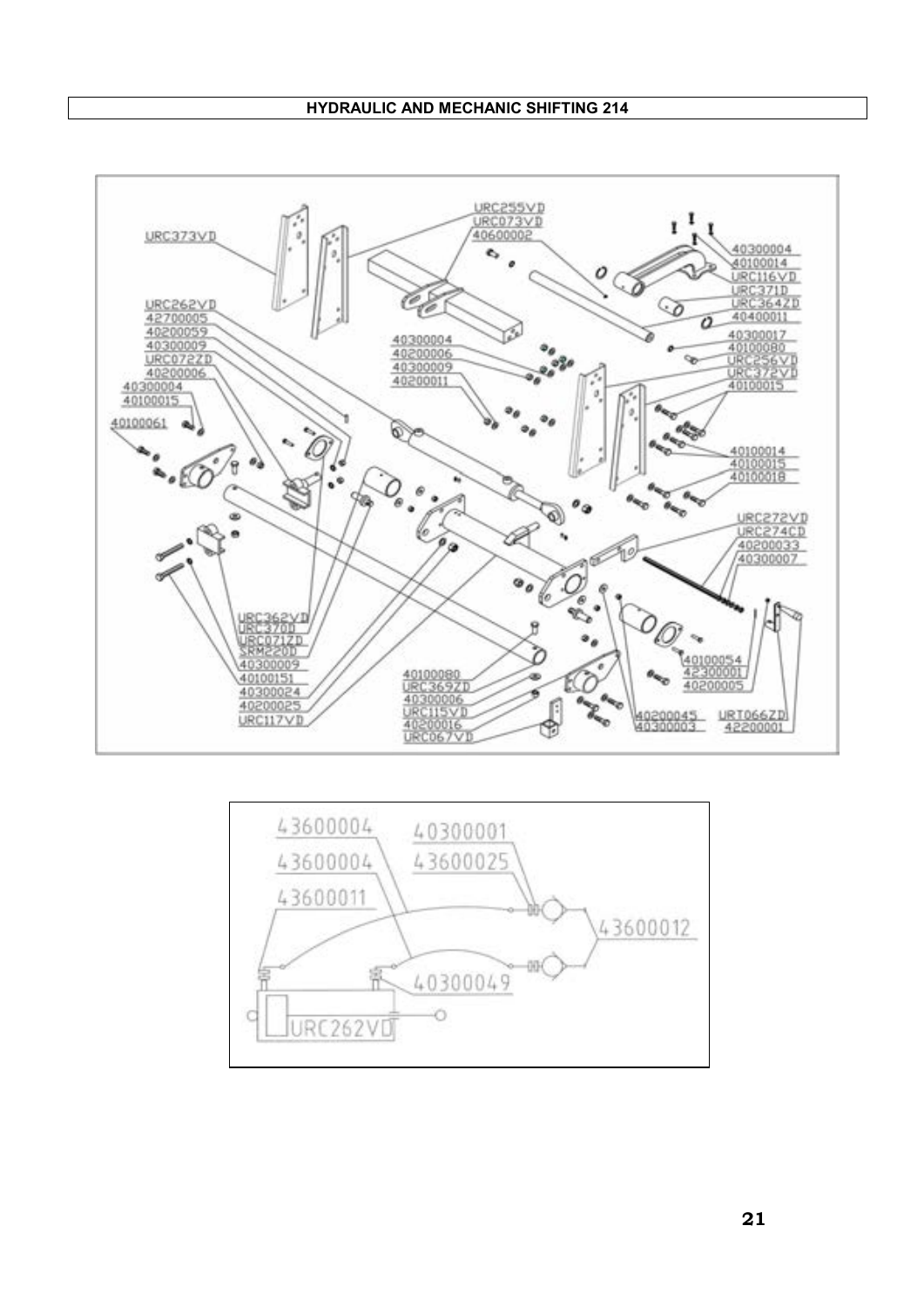# HYDRAULIC AND MECHANIC SHIFTING 214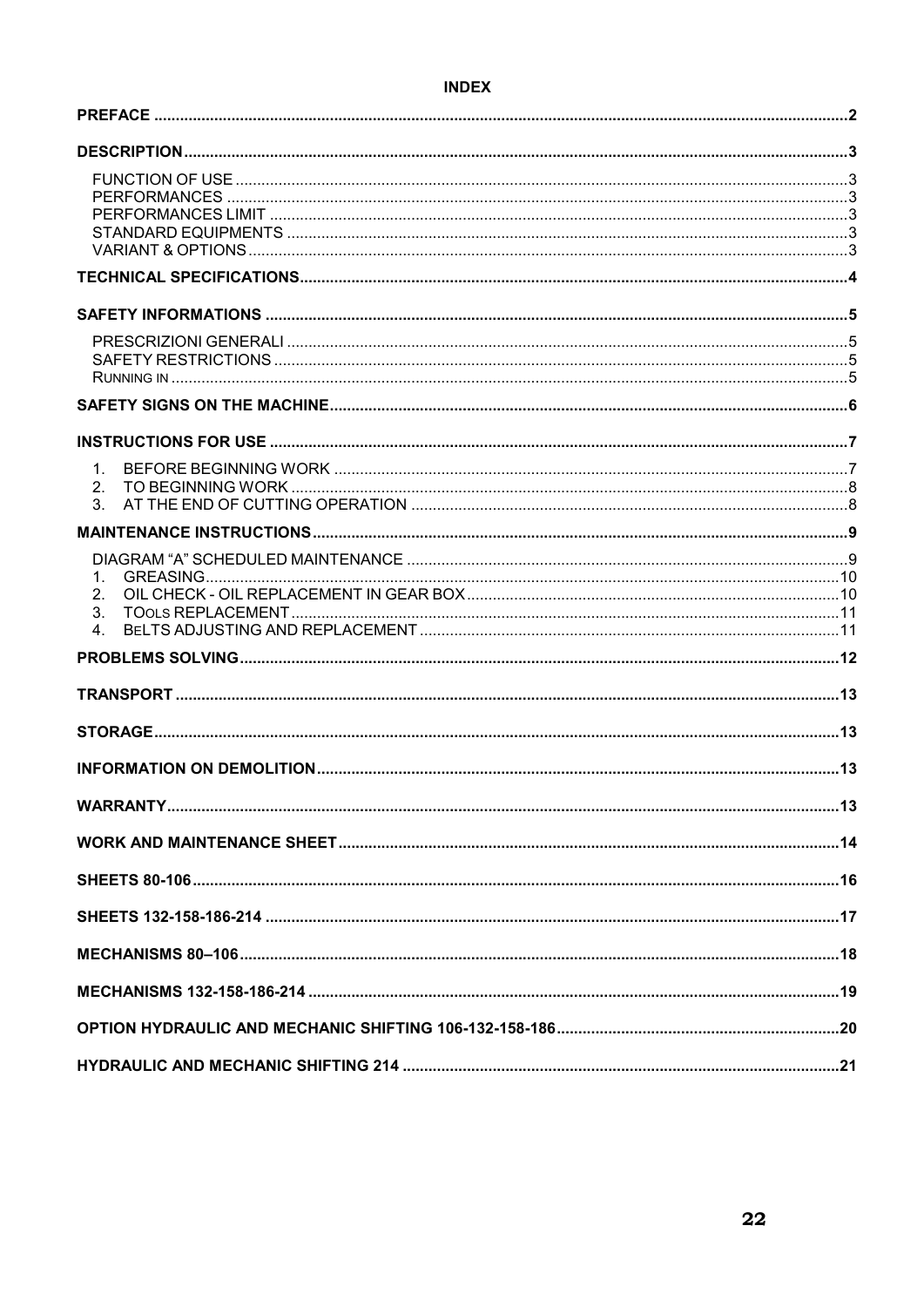## INDEX

| | |
|---|---|
| **PREFACE** | **2** |
| **DESCRIPTION** | **3** |
| FUNCTION OF USE | 3 |
| PERFORMANCES | 3 |
| PERFORMANCES LIMIT | 3 |
| STANDARD EQUIPMENTS | 3 |
| VARIANT & OPTIONS | 3 |
| **TECHNICAL SPECIFICATIONS** | **4** |
| **SAFETY INFORMATIONS** | **5** |
| PRESCRIZIONI GENERALI | 5 |
| SAFETY RESTRICTIONS | 5 |
| RUNNING IN | 5 |
| **SAFETY SIGNS ON THE MACHINE** | **6** |
| **INSTRUCTIONS FOR USE** | **7** |
| 1. BEFORE BEGINNING WORK | 7 |
| 2. TO BEGINNING WORK | 8 |
| 3. AT THE END OF CUTTING OPERATION | 8 |
| **MAINTENANCE INSTRUCTIONS** | **9** |
| DIAGRAM "A" SCHEDULED MAINTENANCE | 9 |
| 1. GREASING | 10 |
| 2. OIL CHECK - OIL REPLACEMENT IN GEAR BOX | 10 |
| 3. TOOLS REPLACEMENT | 11 |
| 4. BELTS ADJUSTING AND REPLACEMENT | 11 |
| **PROBLEMS SOLVING** | **12** |
| **TRANSPORT** | **13** |
| **STORAGE** | **13** |
| **INFORMATION ON DEMOLITION** | **13** |
| **WARRANTY** | **13** |
| **WORK AND MAINTENANCE SHEET** | **14** |
| **SHEETS 80-106** | **16** |
| **SHEETS 132-158-186-214** | **17** |
| **MECHANISMS 80–106** | **18** |
| **MECHANISMS 132-158-186-214** | **19** |
| **OPTION HYDRAULIC AND MECHANIC SHIFTING 106-132-158-186** | **20** |
| **HYDRAULIC AND MECHANIC SHIFTING 214** | **21** |